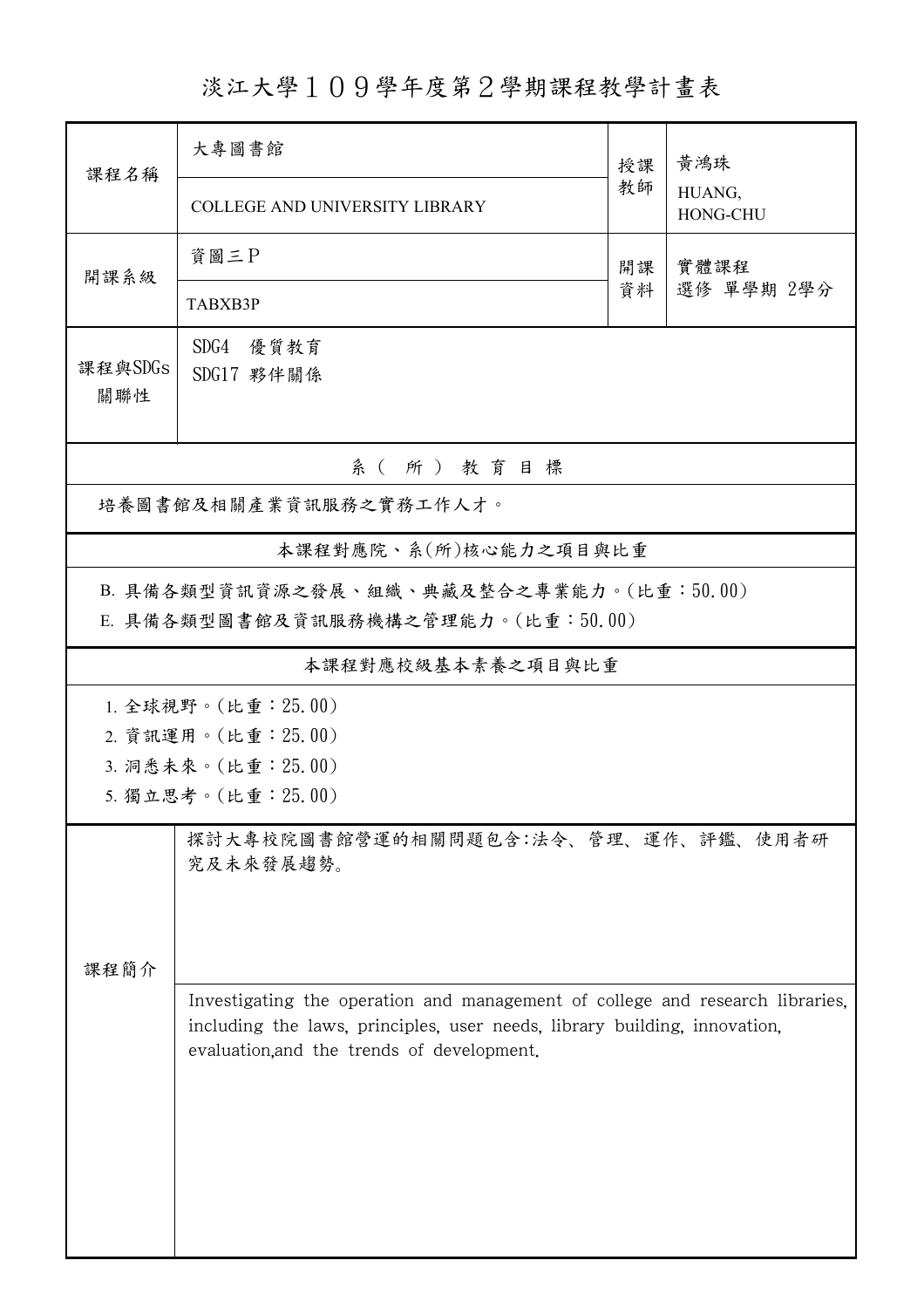# 淡江大學１０９學年度第２學期課程教學計畫表

| 課程名稱 | 大專圖書館 | 授課教師 | 黃鴻珠 |
|---|---|---|---|
| | COLLEGE AND UNIVERSITY LIBRARY | | HUANG, HONG-CHU |
| 開課系級 | 資圖三P | 開課資料 | 實體課程<br>選修 單學期 2學分 |
| | TABXB3P | | |
| 課程與SDGs關聯性 | SDG4 優質教育<br>SDG17 夥伴關係 | | |

## 系（所）教育目標

培養圖書館及相關產業資訊服務之實務工作人才。

## 本課程對應院、系(所)核心能力之項目與比重

B. 具備各類型資訊資源之發展、組織、典藏及整合之專業能力。(比重：50.00)

E. 具備各類型圖書館及資訊服務機構之管理能力。(比重：50.00)

## 本課程對應校級基本素養之項目與比重

1. 全球視野。(比重：25.00)
2. 資訊運用。(比重：25.00)
3. 洞悉未來。(比重：25.00)
5. 獨立思考。(比重：25.00)

## 課程簡介

探討大專校院圖書館營運的相關問題包含:法令、管理、運作、評鑑、使用者研究及未來發展趨勢。

Investigating the operation and management of college and research libraries, including the laws, principles, user needs, library building, innovation, evaluation,and the trends of development.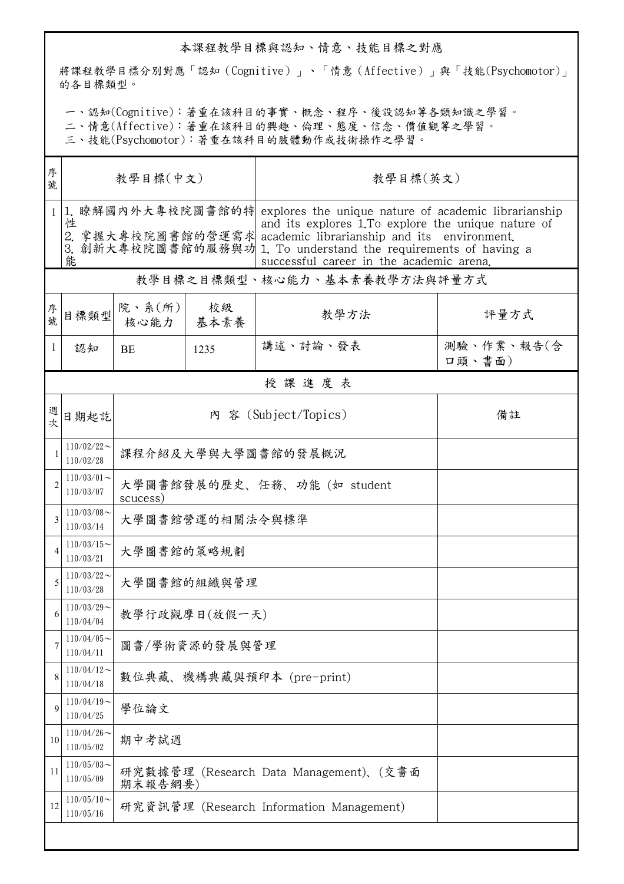## 本課程教學目標與認知、情意、技能目標之對應

將課程教學目標分別對應「認知（Cognitive）」、「情意（Affective）」與「技能(Psychomotor)」的各目標類型。

一、認知(Cognitive)：著重在該科目的事實、概念、程序、後設認知等各類知識之學習。
二、情意(Affective)：著重在該科目的興趣、倫理、態度、信念、價值觀等之學習。
三、技能(Psychomotor)：著重在該科目的肢體動作或技術操作之學習。

| 序號 | 教學目標(中文) | 教學目標(英文) |
|---|---|---|
| 1 | 1. 瞭解國內外大專校院圖書館的特性<br>2. 掌握大專校院圖書館的營運需求<br>3. 創新大專校院圖書館的服務與功能 | explores the unique nature of academic librarianship and its explores 1.To explore the unique nature of academic librarianship and its environment.<br>1. To understand the requirements of having a successful career in the academic arena. |

## 教學目標之目標類型、核心能力、基本素養教學方法與評量方式

| 序號 | 目標類型 | 院、系(所)核心能力 | 校級基本素養 | 教學方法 | 評量方式 |
|---|---|---|---|---|---|
| 1 | 認知 | BE | 1235 | 講述、討論、發表 | 測驗、作業、報告(含口頭、書面) |

## 授 課 進 度 表

| 週次 | 日期起訖 | 內 容 (Subject/Topics) | 備註 |
|---|---|---|---|
| 1 | 110/02/22～110/02/28 | 課程介紹及大學與大學圖書館的發展概況 | |
| 2 | 110/03/01～110/03/07 | 大學圖書館發展的歷史、任務、功能 (如 student scucess) | |
| 3 | 110/03/08～110/03/14 | 大學圖書館營運的相關法令與標準 | |
| 4 | 110/03/15～110/03/21 | 大學圖書館的策略規劃 | |
| 5 | 110/03/22～110/03/28 | 大學圖書館的組織與管理 | |
| 6 | 110/03/29～110/04/04 | 教學行政觀摩日(放假一天) | |
| 7 | 110/04/05～110/04/11 | 圖書/學術資源的發展與管理 | |
| 8 | 110/04/12～110/04/18 | 數位典藏、機構典藏與預印本 (pre-print) | |
| 9 | 110/04/19～110/04/25 | 學位論文 | |
| 10 | 110/04/26～110/05/02 | 期中考試週 | |
| 11 | 110/05/03～110/05/09 | 研究數據管理 (Research Data Management)、(交書面期末報告綱要) | |
| 12 | 110/05/10～110/05/16 | 研究資訊管理 (Research Information Management) | |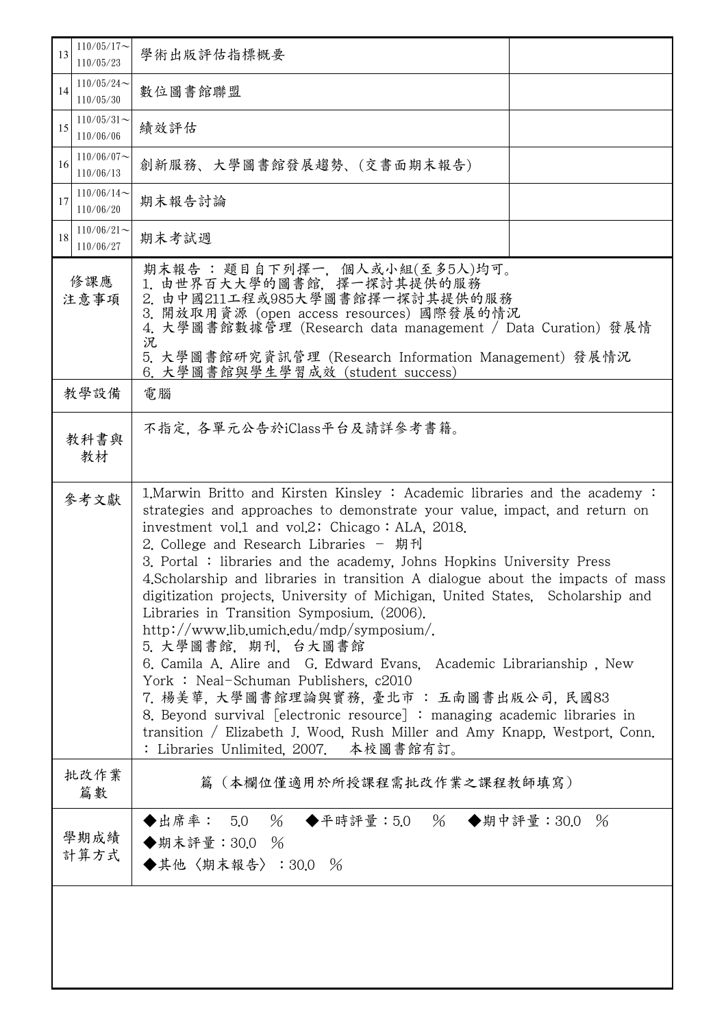| 13 | 110/05/17～110/05/23 | 學術出版評估指標概要 | |
|---|---|---|---|
| 14 | 110/05/24～110/05/30 | 數位圖書館聯盟 | |
| 15 | 110/05/31～110/06/06 | 績效評估 | |
| 16 | 110/06/07～110/06/13 | 創新服務、大學圖書館發展趨勢、(交書面期末報告) | |
| 17 | 110/06/14～110/06/20 | 期末報告討論 | |
| 18 | 110/06/21～110/06/27 | 期末考試週 | |

| | |
|---|---|
| 修課應注意事項 | 期末報告：題目自下列擇一，個人或小組(至多5人)均可。<br>1. 由世界百大大學的圖書館，擇一探討其提供的服務<br>2. 由中國211工程或985大學圖書館擇一探討其提供的服務<br>3. 開放取用資源 (open access resources) 國際發展的情況<br>4. 大學圖書館數據管理 (Research data management / Data Curation) 發展情況<br>5. 大學圖書館研究資訊管理 (Research Information Management) 發展情況<br>6. 大學圖書館與學生學習成效 (student success) |
| 教學設備 | 電腦 |
| 教科書與教材 | 不指定，各單元公告於iClass平台及請詳參考書籍。 |
| 參考文獻 | 1.Marwin Britto and Kirsten Kinsley：Academic libraries and the academy：strategies and approaches to demonstrate your value, impact, and return on investment vol.1 and vol.2；Chicago：ALA, 2018.<br>2. College and Research Libraries - 期刊<br>3. Portal：libraries and the academy, Johns Hopkins University Press<br>4.Scholarship and libraries in transition A dialogue about the impacts of mass digitization projects, University of Michigan, United States, Scholarship and Libraries in Transition Symposium. (2006). http://www.lib.umich.edu/mdp/symposium/.<br>5. 大學圖書館，期刊，台大圖書館<br>6. Camila A. Alire and G. Edward Evans, Academic Librarianship , New York：Neal-Schuman Publishers, c2010<br>7. 楊美華，大學圖書館理論與實務，臺北市：五南圖書出版公司，民國83<br>8. Beyond survival [electronic resource]：managing academic libraries in transition / Elizabeth J. Wood, Rush Miller and Amy Knapp, Westport, Conn.：Libraries Unlimited, 2007. 本校圖書館有訂。 |
| 批改作業篇數 | 篇（本欄位僅適用於所授課程需批改作業之課程教師填寫） |
| 學期成績計算方式 | ◆出席率： 5.0 % ◆平時評量：5.0 % ◆期中評量：30.0 %<br>◆期末評量：30.0 %<br>◆其他〈期末報告〉：30.0 % |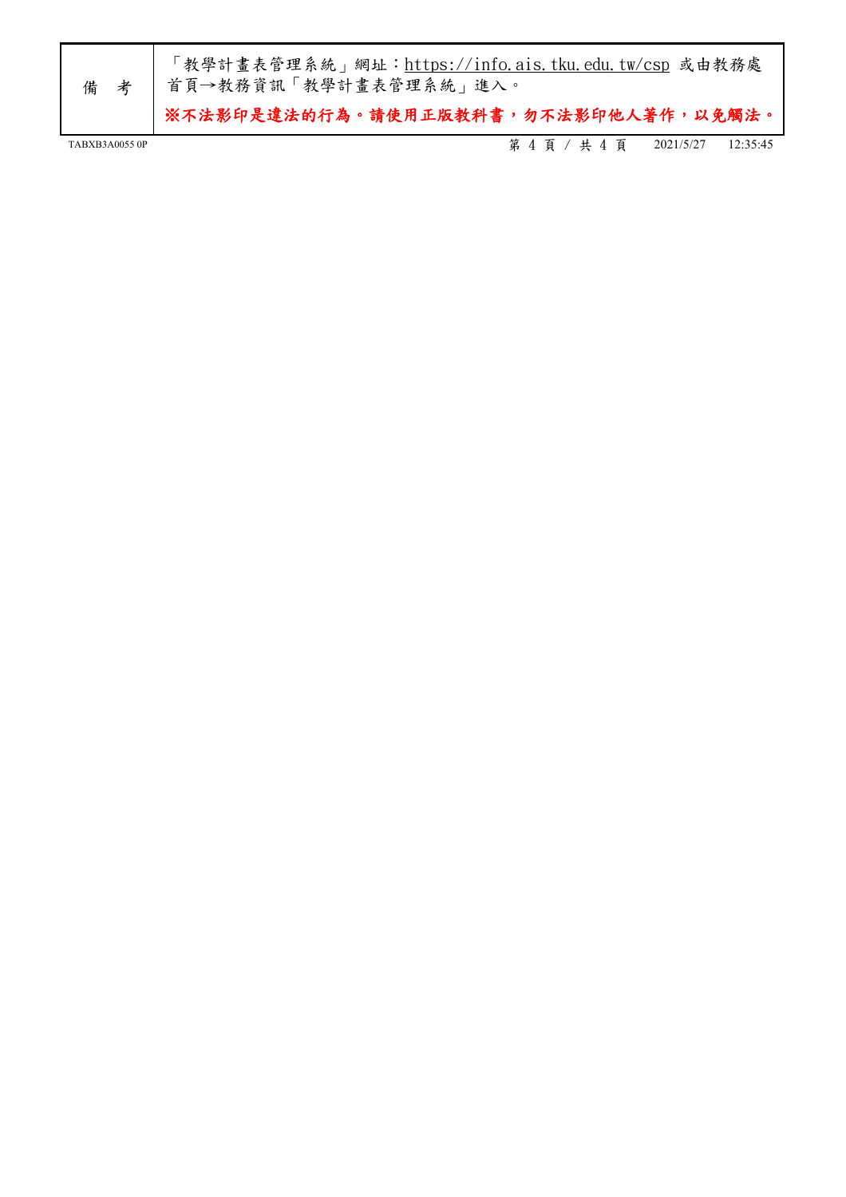| | |
|---|---|
| 備　考 | 「教學計畫表管理系統」網址：https://info.ais.tku.edu.tw/csp 或由教務處首頁→教務資訊「教學計畫表管理系統」進入。<br>**※不法影印是違法的行為。請使用正版教科書，勿不法影印他人著作，以免觸法。** |

TABXB3A0055 0P